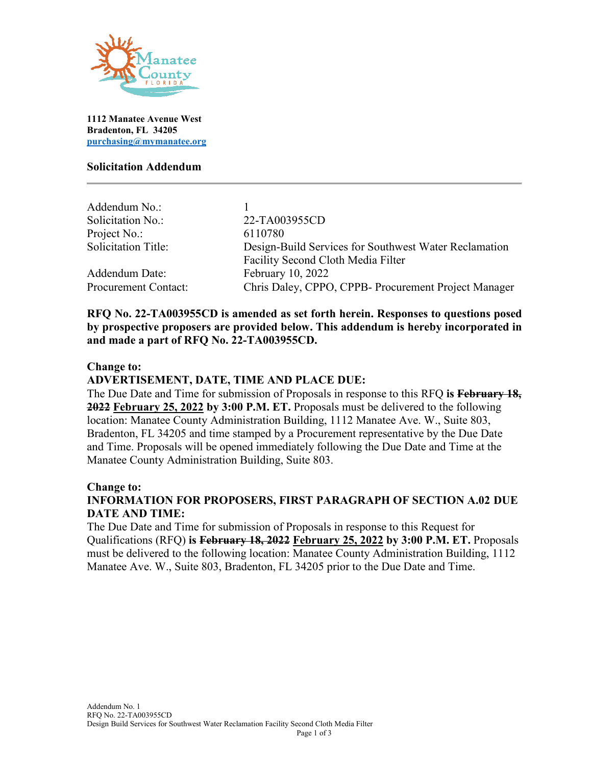**1112 Manatee Avenue West**
**Bradenton, FL 34205**
**[purchasing@mymanatee.org](mailto:purchasing@mymanatee.org)**

## Solicitation Addendum

| | |
|---|---|
| Addendum No.: | 1 |
| Solicitation No.: | 22-TA003955CD |
| Project No.: | 6110780 |
| Solicitation Title: | Design-Build Services for Southwest Water Reclamation Facility Second Cloth Media Filter |
| Addendum Date: | February 10, 2022 |
| Procurement Contact: | Chris Daley, CPPO, CPPB- Procurement Project Manager |

**RFQ No. 22-TA003955CD is amended as set forth herein. Responses to questions posed by prospective proposers are provided below. This addendum is hereby incorporated in and made a part of RFQ No. 22-TA003955CD.**

**Change to:**
**ADVERTISEMENT, DATE, TIME AND PLACE DUE:**
The Due Date and Time for submission of Proposals in response to this RFQ **is ~~February 18, 2022~~ <u>February 25, 2022</u> by 3:00 P.M. ET.** Proposals must be delivered to the following location: Manatee County Administration Building, 1112 Manatee Ave. W., Suite 803, Bradenton, FL 34205 and time stamped by a Procurement representative by the Due Date and Time. Proposals will be opened immediately following the Due Date and Time at the Manatee County Administration Building, Suite 803.

**Change to:**
**INFORMATION FOR PROPOSERS, FIRST PARAGRAPH OF SECTION A.02 DUE DATE AND TIME:**
The Due Date and Time for submission of Proposals in response to this Request for Qualifications (RFQ) **is ~~February 18, 2022~~ <u>February 25, 2022</u> by 3:00 P.M. ET.** Proposals must be delivered to the following location: Manatee County Administration Building, 1112 Manatee Ave. W., Suite 803, Bradenton, FL 34205 prior to the Due Date and Time.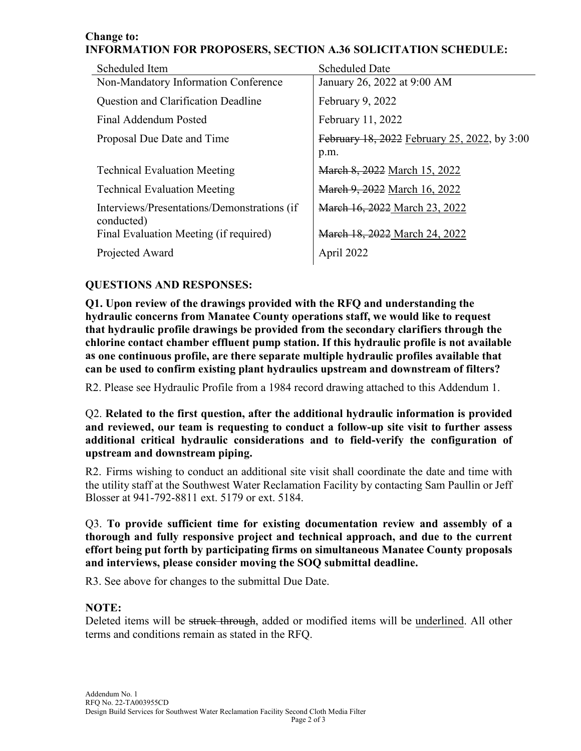**Change to:**
**INFORMATION FOR PROPOSERS, SECTION A.36 SOLICITATION SCHEDULE:**

| Scheduled Item | Scheduled Date |
|---|---|
| Non-Mandatory Information Conference | January 26, 2022 at 9:00 AM |
| Question and Clarification Deadline | February 9, 2022 |
| Final Addendum Posted | February 11, 2022 |
| Proposal Due Date and Time | ~~February 18, 2022~~ <u>February 25, 2022</u>, by 3:00 p.m. |
| Technical Evaluation Meeting | ~~March 8, 2022~~ <u>March 15, 2022</u> |
| Technical Evaluation Meeting | ~~March 9, 2022~~ <u>March 16, 2022</u> |
| Interviews/Presentations/Demonstrations (if conducted) | ~~March 16, 2022~~ <u>March 23, 2022</u> |
| Final Evaluation Meeting (if required) | ~~March 18, 2022~~ <u>March 24, 2022</u> |
| Projected Award | April 2022 |

## QUESTIONS AND RESPONSES:

**Q1. Upon review of the drawings provided with the RFQ and understanding the hydraulic concerns from Manatee County operations staff, we would like to request that hydraulic profile drawings be provided from the secondary clarifiers through the chlorine contact chamber effluent pump station. If this hydraulic profile is not available as one continuous profile, are there separate multiple hydraulic profiles available that can be used to confirm existing plant hydraulics upstream and downstream of filters?**

R2. Please see Hydraulic Profile from a 1984 record drawing attached to this Addendum 1.

Q2. **Related to the first question, after the additional hydraulic information is provided and reviewed, our team is requesting to conduct a follow-up site visit to further assess additional critical hydraulic considerations and to field-verify the configuration of upstream and downstream piping.**

R2. Firms wishing to conduct an additional site visit shall coordinate the date and time with the utility staff at the Southwest Water Reclamation Facility by contacting Sam Paullin or Jeff Blosser at 941-792-8811 ext. 5179 or ext. 5184.

Q3. **To provide sufficient time for existing documentation review and assembly of a thorough and fully responsive project and technical approach, and due to the current effort being put forth by participating firms on simultaneous Manatee County proposals and interviews, please consider moving the SOQ submittal deadline.**

R3. See above for changes to the submittal Due Date.

## NOTE:

Deleted items will be ~~struck through~~, added or modified items will be <u>underlined</u>. All other terms and conditions remain as stated in the RFQ.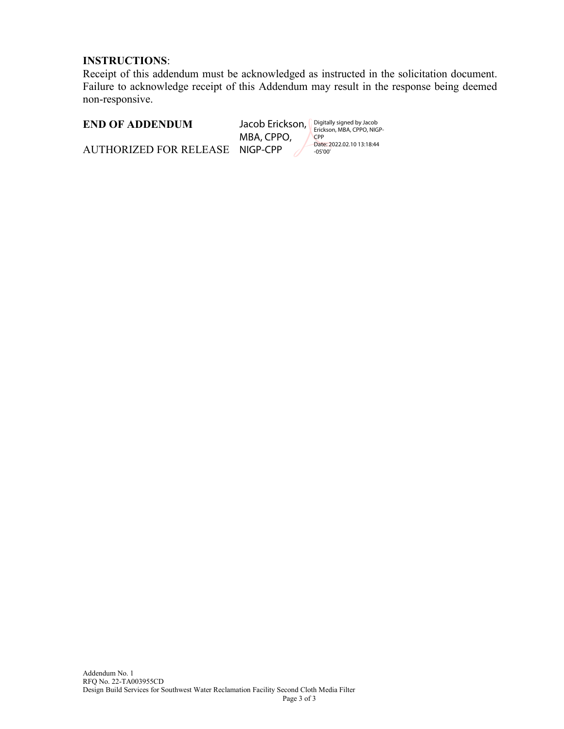**INSTRUCTIONS**:
Receipt of this addendum must be acknowledged as instructed in the solicitation document. Failure to acknowledge receipt of this Addendum may result in the response being deemed non-responsive.

**END OF ADDENDUM**

AUTHORIZED FOR RELEASE

Jacob Erickson, MBA, CPPO, NIGP-CPP

Digitally signed by Jacob Erickson, MBA, CPPO, NIGP-CPP
Date: 2022.02.10 13:18:44 -05'00'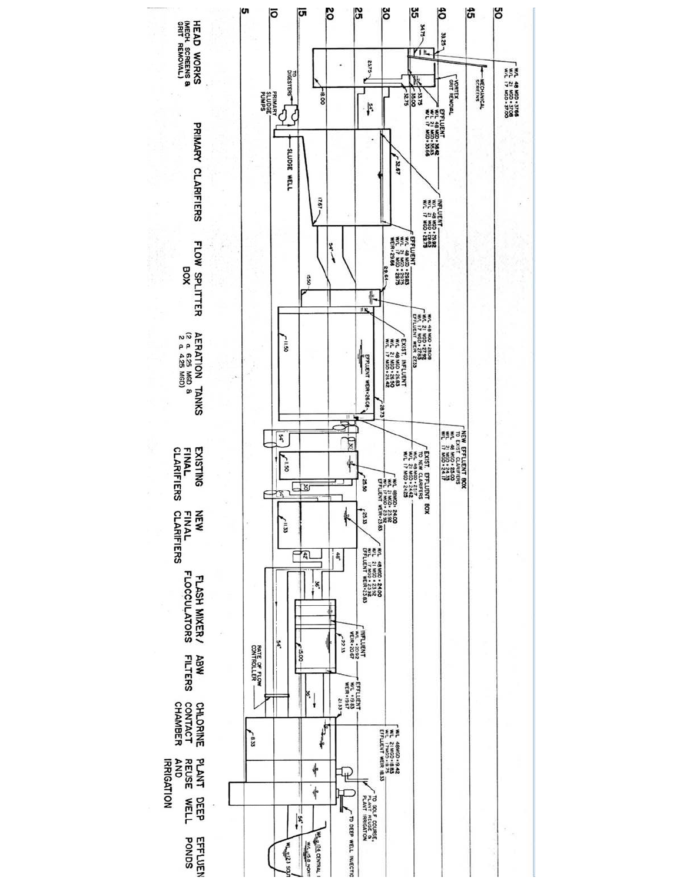50
45
40
35
30
25
20
15
10
5

HEAD WORKS
(MECH. SCREENS & GRIT REMOVAL)

W/L 48 MGD = 37.66
W/L 21 MGD = 37.08
W/L 17 MGD = 37.00

MECHANICAL SCREENS

VORTEX GRIT REMOVAL

39.25
34.75
23.75
33.75
35.00
32.75
18.00

EFFLUENT
W/L 48 MGD = 36.42
W/L 21 MGD = 35.83
W/L 17 MGD = 35.66

54"

TO DIGESTERS

PRIMARY SLUDGE PUMPS

SLUDGE WELL

PRIMARY CLARIFIERS

INFLUENT
W/L 48 MGD = 29.92
W/L 21 MGD = 29.83
W/L 17 MGD = 28.75

32.67
17.67

EFFLUENT
W/L 48 MGD = 29.83
W/L 21 MGD = 29.75
W/L 17 MGD = 28.75
WEIR = 29.66

29.64
15.50
54"

FLOW SPLITTER BOX

W/L 48 MGD = 28.08
W/L 21 MGD = 27.92
W/L 17 MGD = 27.83
EFFLUENT WEIR 27.33

AERATION TANKS
(2 @ 6.25 MGD & 2 @ 4.25 MGD)

EXIST. INFLUENT
W/L 48 MGD = 26.83
W/L 21 MGD = 26.50
W/L 17 MGD = 26.42

EFFLUENT WEIR = 26.08
28.73
11.50

NEW EFFLUENT BOX
TO EXIST. CLARIFIERS
W/L 48 MGD = 25.00
W/L 21 MGD = 24.33
W/L 17 MGD = 24.17

EXIST. EFFLUENT BOX
TO NEW CLARIFIERS
W/L 48 MGD = 25.17
W/L 21 MGD = 24.42
W/L 17 MGD = 24.25

EXISTING FINAL CLARIFIERS

W/L 48MGD = 24.00
W/L 21 MGD = 23.92
W/L 17 MGD = 23.92
EFFLUENT WEIR = 23.83

25.50
11.50
30"
54"
30"

NEW FINAL CLARIFIERS

W/L 48 MGD = 24.00
W/L 21 MGD = 23.92
W/L 17 MGD = 23.92
EFFLUENT WEIR = 23.83

25.33
11.33
42"
48"
36"

FLASH MIXER/ FLOCCULATORS

INFLUENT
W/L = 20.92
WEIR = 20.67

22.33
15.00
54"

ABW FILTERS

EFFLUENT
W/L = 19.83
WEIR = 19.67

21.33
36"

RATE OF FLOW CONTROLLER

CHLORINE CONTACT CHAMBER

W/L 48MGD = 9.42
W/L 21MGD = 8.83
W/L 17MGD = 8.75
EFFLUENT WEIR 8.33

8.33

PLANT REUSE AND IRRIGATION

TO GOLF COURSE, PLANT REUSE & PLANT IRRIGATION

DEEP WELL

TO DEEP WELL INJECTIO

54"

EFFLUEN PONDS

W/L 17.4 CENTRAL
W/L 15.8 NORT
W/L 12.3 SOUT